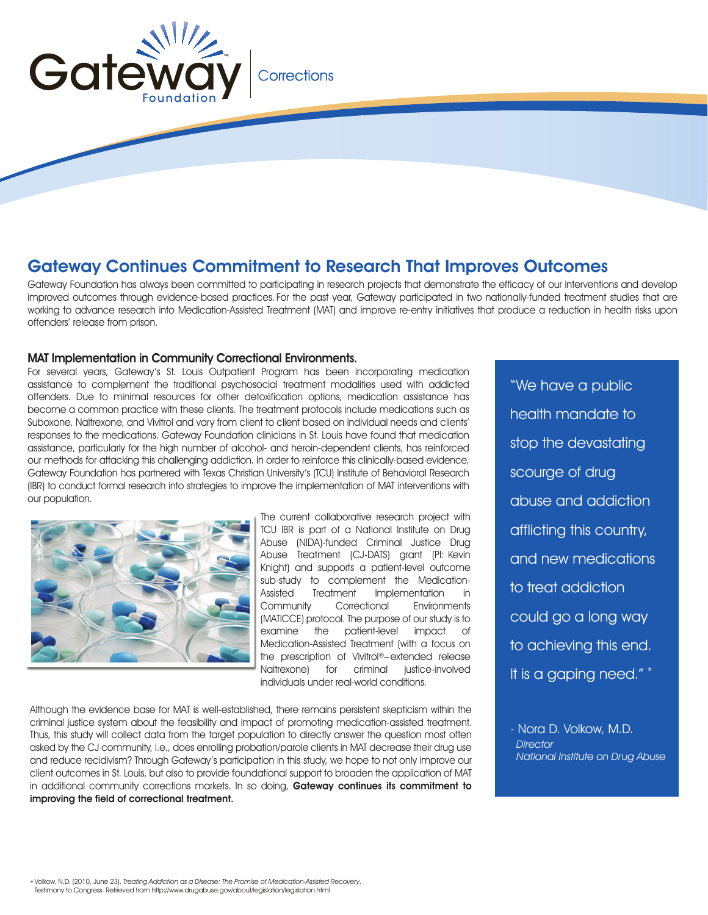Gateway Foundation | Corrections

# Gateway Continues Commitment to Research That Improves Outcomes

Gateway Foundation has always been committed to participating in research projects that demonstrate the efficacy of our interventions and develop improved outcomes through evidence-based practices. For the past year, Gateway participated in two nationally-funded treatment studies that are working to advance research into Medication-Assisted Treatment (MAT) and improve re-entry initiatives that produce a reduction in health risks upon offenders' release from prison.

## MAT Implementation in Community Correctional Environments.

For several years, Gateway's St. Louis Outpatient Program has been incorporating medication assistance to complement the traditional psychosocial treatment modalities used with addicted offenders. Due to minimal resources for other detoxification options, medication assistance has become a common practice with these clients. The treatment protocols include medications such as Suboxone, Naltrexone, and Vivitrol and vary from client to client based on individual needs and clients' responses to the medications. Gateway Foundation clinicians in St. Louis have found that medication assistance, particularly for the high number of alcohol- and heroin-dependent clients, has reinforced our methods for attacking this challenging addiction. In order to reinforce this clinically-based evidence, Gateway Foundation has partnered with Texas Christian University's (TCU) Institute of Behavioral Research (IBR) to conduct formal research into strategies to improve the implementation of MAT interventions with our population.

The current collaborative research project with TCU IBR is part of a National Institute on Drug Abuse (NIDA)-funded Criminal Justice Drug Abuse Treatment (CJ-DATS) grant (PI: Kevin Knight) and supports a patient-level outcome sub-study to complement the Medication-Assisted Treatment Implementation in Community Correctional Environments (MATICCE) protocol. The purpose of our study is to examine the patient-level impact of Medication-Assisted Treatment (with a focus on the prescription of Vivitrol®– extended release Naltrexone) for criminal justice-involved individuals under real-world conditions.

Although the evidence base for MAT is well-established, there remains persistent skepticism within the criminal justice system about the feasibility and impact of promoting medication-assisted treatment. Thus, this study will collect data from the target population to directly answer the question most often asked by the CJ community, i.e., does enrolling probation/parole clients in MAT decrease their drug use and reduce recidivism? Through Gateway's participation in this study, we hope to not only improve our client outcomes in St. Louis, but also to provide foundational support to broaden the application of MAT in additional community corrections markets. In so doing, **Gateway continues its commitment to improving the field of correctional treatment.**

> "We have a public health mandate to stop the devastating scourge of drug abuse and addiction afflicting this country, and new medications to treat addiction could go a long way to achieving this end. It is a gaping need." *
>
> \- Nora D. Volkow, M.D.
> *Director*
> *National Institute on Drug Abuse*

\* Volkow, N.D. (2010, June 23). *Treating Addiction as a Disease: The Promise of Medication-Assisted Recovery*. Testimony to Congress. Retrieved from http://www.drugabuse.gov/about/legislation/legislation.html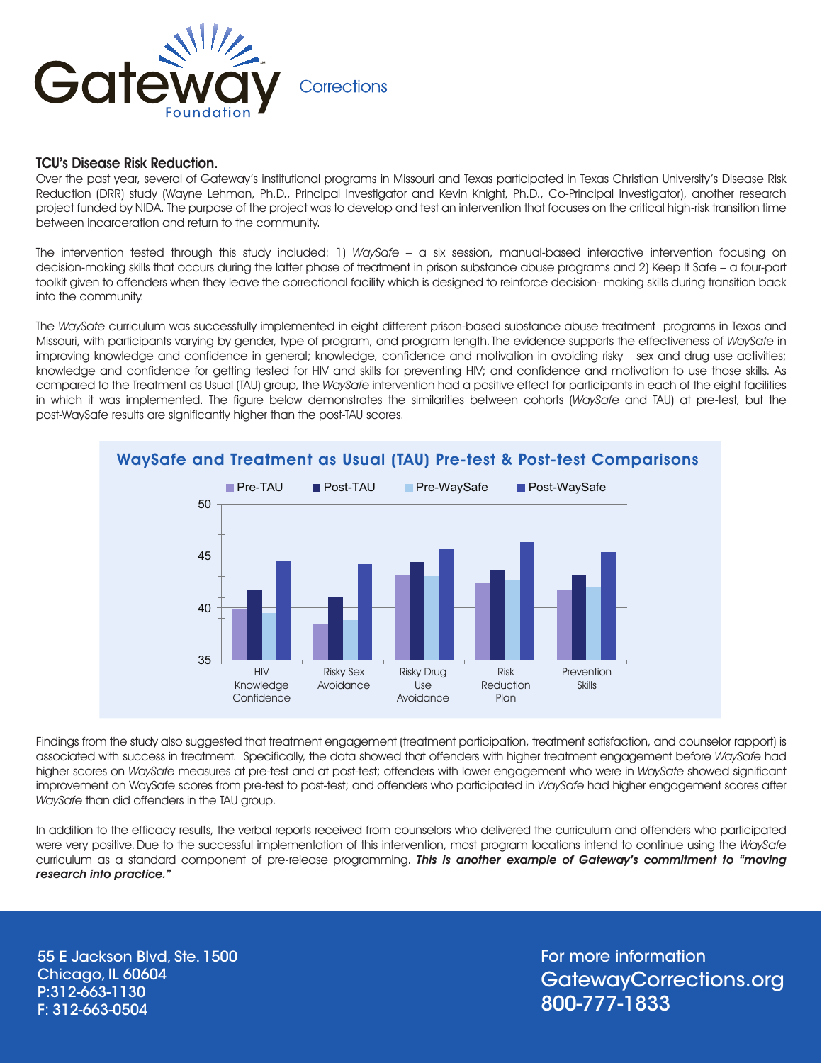Gateway Foundation | Corrections

### TCU's Disease Risk Reduction.

Over the past year, several of Gateway's institutional programs in Missouri and Texas participated in Texas Christian University's Disease Risk Reduction (DRR) study (Wayne Lehman, Ph.D., Principal Investigator and Kevin Knight, Ph.D., Co-Principal Investigator), another research project funded by NIDA. The purpose of the project was to develop and test an intervention that focuses on the critical high-risk transition time between incarceration and return to the community.

The intervention tested through this study included: 1) *WaySafe* – a six session, manual-based interactive intervention focusing on decision-making skills that occurs during the latter phase of treatment in prison substance abuse programs and 2) Keep It Safe – a four-part toolkit given to offenders when they leave the correctional facility which is designed to reinforce decision- making skills during transition back into the community.

The *WaySafe* curriculum was successfully implemented in eight different prison-based substance abuse treatment programs in Texas and Missouri, with participants varying by gender, type of program, and program length. The evidence supports the effectiveness of *WaySafe* in improving knowledge and confidence in general; knowledge, confidence and motivation in avoiding risky sex and drug use activities; knowledge and confidence for getting tested for HIV and skills for preventing HIV; and confidence and motivation to use those skills. As compared to the Treatment as Usual (TAU) group, the *WaySafe* intervention had a positive effect for participants in each of the eight facilities in which it was implemented. The figure below demonstrates the similarities between cohorts (*WaySafe* and TAU) at pre-test, but the post-WaySafe results are significantly higher than the post-TAU scores.

**WaySafe and Treatment as Usual (TAU) Pre-test & Post-test Comparisons**

Pre-TAU
Post-TAU
Pre-WaySafe
Post-WaySafe

50
45
40
35

HIV Knowledge Confidence
Risky Sex Avoidance
Risky Drug Use Avoidance
Risk Reduction Plan
Prevention Skills

Findings from the study also suggested that treatment engagement (treatment participation, treatment satisfaction, and counselor rapport) is associated with success in treatment. Specifically, the data showed that offenders with higher treatment engagement before *WaySafe* had higher scores on *WaySafe* measures at pre-test and at post-test; offenders with lower engagement who were in *WaySafe* showed significant improvement on WaySafe scores from pre-test to post-test; and offenders who participated in *WaySafe* had higher engagement scores after *WaySafe* than did offenders in the TAU group.

In addition to the efficacy results, the verbal reports received from counselors who delivered the curriculum and offenders who participated were very positive. Due to the successful implementation of this intervention, most program locations intend to continue using the *WaySafe* curriculum as a standard component of pre-release programming. ***This is another example of Gateway's commitment to "moving research into practice."***

55 E Jackson Blvd, Ste. 1500
Chicago, IL 60604
P:312-663-1130
F: 312-663-0504

For more information
GatewayCorrections.org
800-777-1833